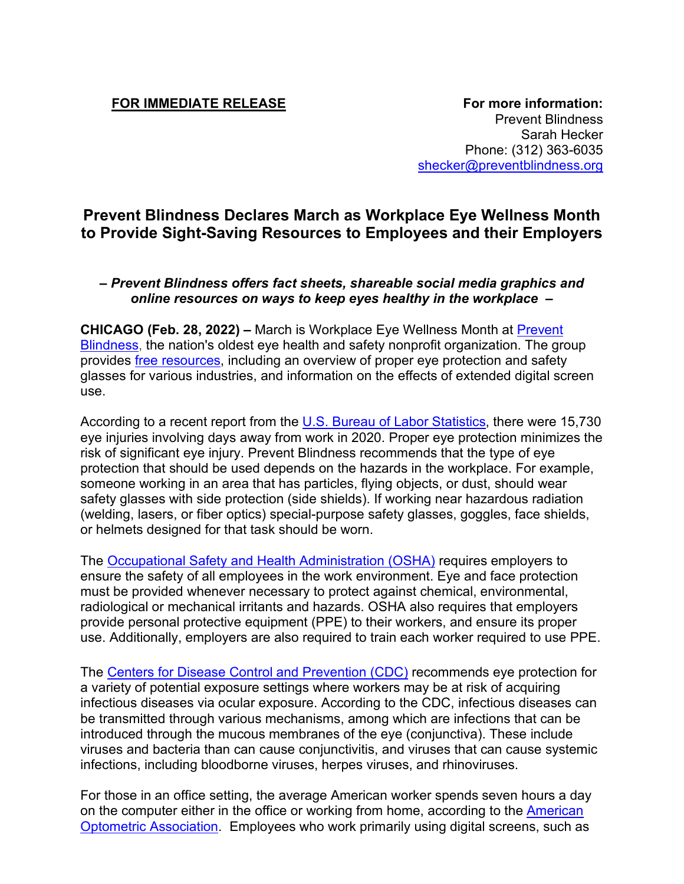**FOR IMMEDIATE RELEASE**

**For more information:**
Prevent Blindness
Sarah Hecker
Phone: (312) 363-6035
shecker@preventblindness.org

# Prevent Blindness Declares March as Workplace Eye Wellness Month to Provide Sight-Saving Resources to Employees and their Employers

***– Prevent Blindness offers fact sheets, shareable social media graphics and online resources on ways to keep eyes healthy in the workplace –***

**CHICAGO (Feb. 28, 2022) –** March is Workplace Eye Wellness Month at Prevent Blindness, the nation's oldest eye health and safety nonprofit organization. The group provides free resources, including an overview of proper eye protection and safety glasses for various industries, and information on the effects of extended digital screen use.

According to a recent report from the U.S. Bureau of Labor Statistics, there were 15,730 eye injuries involving days away from work in 2020. Proper eye protection minimizes the risk of significant eye injury. Prevent Blindness recommends that the type of eye protection that should be used depends on the hazards in the workplace. For example, someone working in an area that has particles, flying objects, or dust, should wear safety glasses with side protection (side shields). If working near hazardous radiation (welding, lasers, or fiber optics) special-purpose safety glasses, goggles, face shields, or helmets designed for that task should be worn.

The Occupational Safety and Health Administration (OSHA) requires employers to ensure the safety of all employees in the work environment. Eye and face protection must be provided whenever necessary to protect against chemical, environmental, radiological or mechanical irritants and hazards. OSHA also requires that employers provide personal protective equipment (PPE) to their workers, and ensure its proper use. Additionally, employers are also required to train each worker required to use PPE.

The Centers for Disease Control and Prevention (CDC) recommends eye protection for a variety of potential exposure settings where workers may be at risk of acquiring infectious diseases via ocular exposure. According to the CDC, infectious diseases can be transmitted through various mechanisms, among which are infections that can be introduced through the mucous membranes of the eye (conjunctiva). These include viruses and bacteria than can cause conjunctivitis, and viruses that can cause systemic infections, including bloodborne viruses, herpes viruses, and rhinoviruses.

For those in an office setting, the average American worker spends seven hours a day on the computer either in the office or working from home, according to the American Optometric Association. Employees who work primarily using digital screens, such as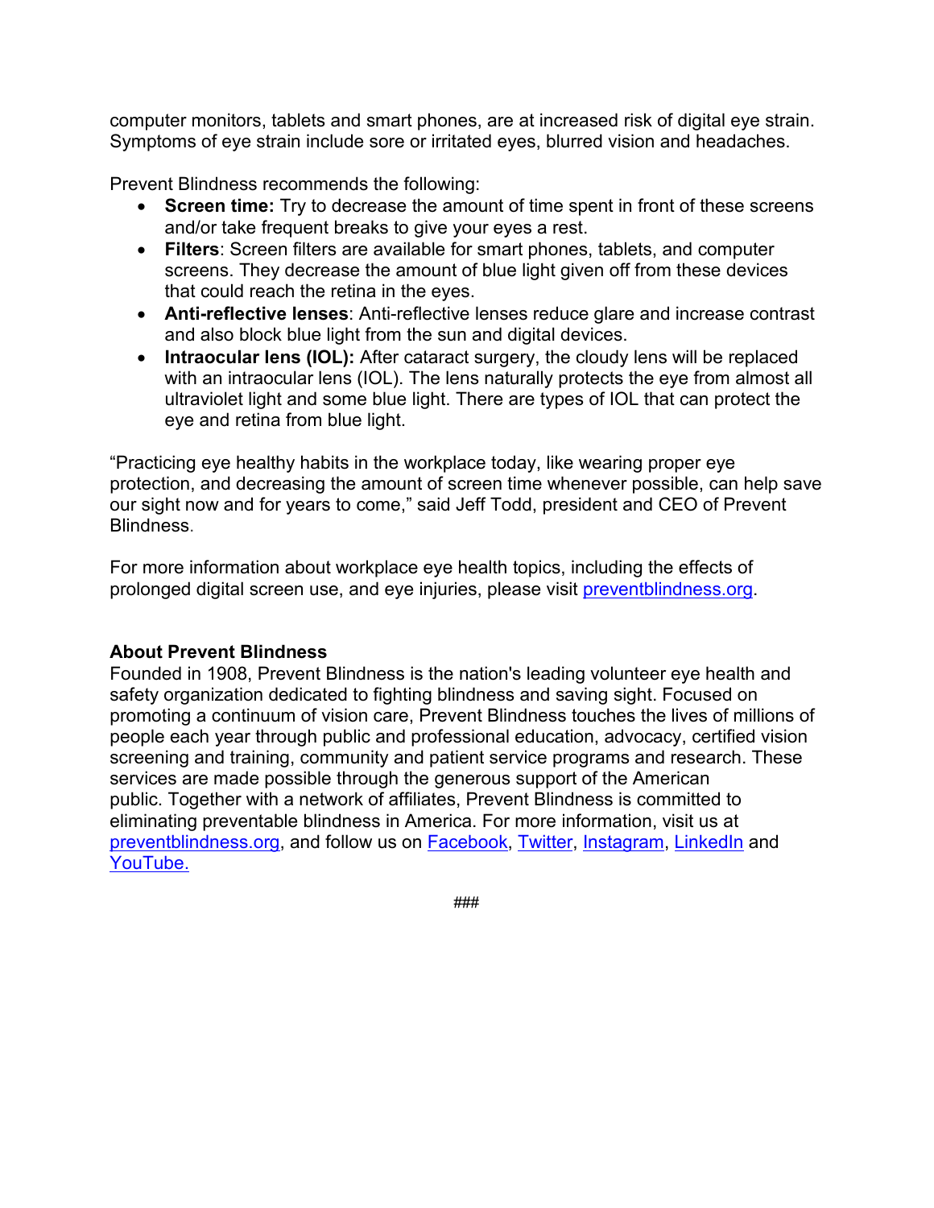computer monitors, tablets and smart phones, are at increased risk of digital eye strain. Symptoms of eye strain include sore or irritated eyes, blurred vision and headaches.

Prevent Blindness recommends the following:

- **Screen time:** Try to decrease the amount of time spent in front of these screens and/or take frequent breaks to give your eyes a rest.
- **Filters**: Screen filters are available for smart phones, tablets, and computer screens. They decrease the amount of blue light given off from these devices that could reach the retina in the eyes.
- **Anti-reflective lenses**: Anti-reflective lenses reduce glare and increase contrast and also block blue light from the sun and digital devices.
- **Intraocular lens (IOL):** After cataract surgery, the cloudy lens will be replaced with an intraocular lens (IOL). The lens naturally protects the eye from almost all ultraviolet light and some blue light. There are types of IOL that can protect the eye and retina from blue light.

"Practicing eye healthy habits in the workplace today, like wearing proper eye protection, and decreasing the amount of screen time whenever possible, can help save our sight now and for years to come," said Jeff Todd, president and CEO of Prevent Blindness.

For more information about workplace eye health topics, including the effects of prolonged digital screen use, and eye injuries, please visit preventblindness.org.

**About Prevent Blindness**

Founded in 1908, Prevent Blindness is the nation's leading volunteer eye health and safety organization dedicated to fighting blindness and saving sight. Focused on promoting a continuum of vision care, Prevent Blindness touches the lives of millions of people each year through public and professional education, advocacy, certified vision screening and training, community and patient service programs and research. These services are made possible through the generous support of the American public. Together with a network of affiliates, Prevent Blindness is committed to eliminating preventable blindness in America. For more information, visit us at preventblindness.org, and follow us on Facebook, Twitter, Instagram, LinkedIn and YouTube.

###